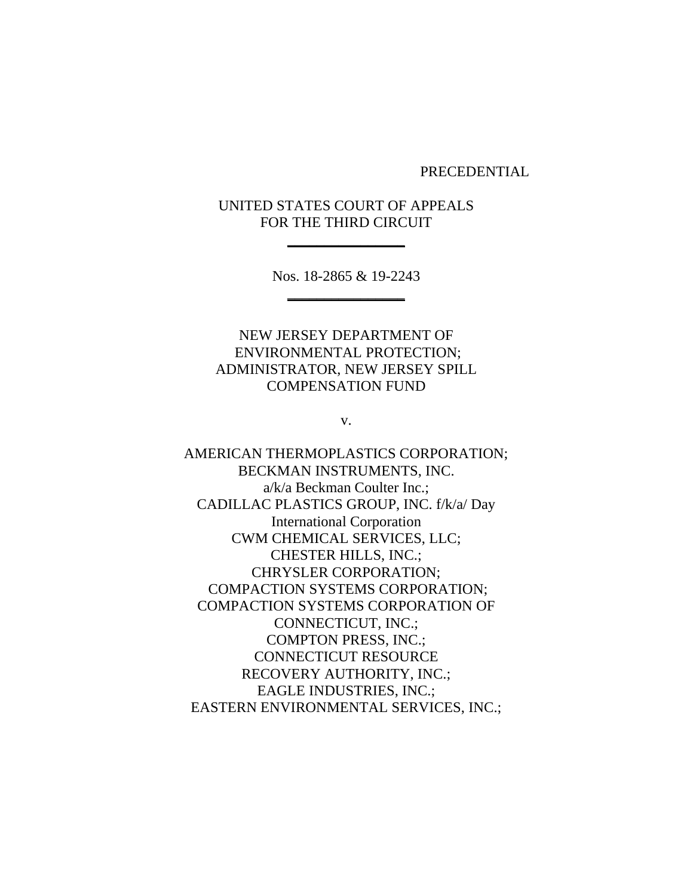PRECEDENTIAL

UNITED STATES COURT OF APPEALS
FOR THE THIRD CIRCUIT

---

Nos. 18-2865 & 19-2243

---

NEW JERSEY DEPARTMENT OF
ENVIRONMENTAL PROTECTION;
ADMINISTRATOR, NEW JERSEY SPILL
COMPENSATION FUND

v.

AMERICAN THERMOPLASTICS CORPORATION;
BECKMAN INSTRUMENTS, INC.
a/k/a Beckman Coulter Inc.;
CADILLAC PLASTICS GROUP, INC. f/k/a/ Day
International Corporation
CWM CHEMICAL SERVICES, LLC;
CHESTER HILLS, INC.;
CHRYSLER CORPORATION;
COMPACTION SYSTEMS CORPORATION;
COMPACTION SYSTEMS CORPORATION OF
CONNECTICUT, INC.;
COMPTON PRESS, INC.;
CONNECTICUT RESOURCE
RECOVERY AUTHORITY, INC.;
EAGLE INDUSTRIES, INC.;
EASTERN ENVIRONMENTAL SERVICES, INC.;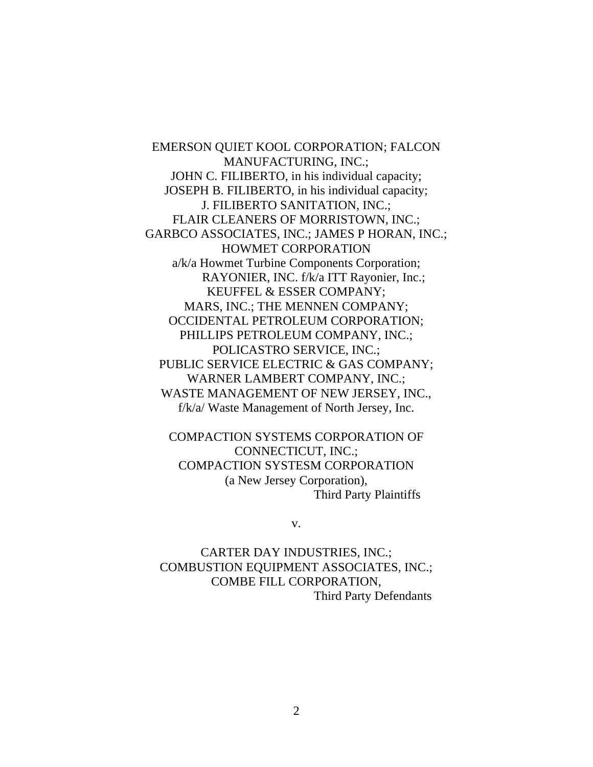EMERSON QUIET KOOL CORPORATION; FALCON MANUFACTURING, INC.;
JOHN C. FILIBERTO, in his individual capacity;
JOSEPH B. FILIBERTO, in his individual capacity;
J. FILIBERTO SANITATION, INC.;
FLAIR CLEANERS OF MORRISTOWN, INC.;
GARBCO ASSOCIATES, INC.; JAMES P HORAN, INC.;
HOWMET CORPORATION
a/k/a Howmet Turbine Components Corporation;
RAYONIER, INC. f/k/a ITT Rayonier, Inc.;
KEUFFEL & ESSER COMPANY;
MARS, INC.; THE MENNEN COMPANY;
OCCIDENTAL PETROLEUM CORPORATION;
PHILLIPS PETROLEUM COMPANY, INC.;
POLICASTRO SERVICE, INC.;
PUBLIC SERVICE ELECTRIC & GAS COMPANY;
WARNER LAMBERT COMPANY, INC.;
WASTE MANAGEMENT OF NEW JERSEY, INC.,
f/k/a/ Waste Management of North Jersey, Inc.

COMPACTION SYSTEMS CORPORATION OF CONNECTICUT, INC.;
COMPACTION SYSTESM CORPORATION
(a New Jersey Corporation),
Third Party Plaintiffs

v.

CARTER DAY INDUSTRIES, INC.;
COMBUSTION EQUIPMENT ASSOCIATES, INC.;
COMBE FILL CORPORATION,
Third Party Defendants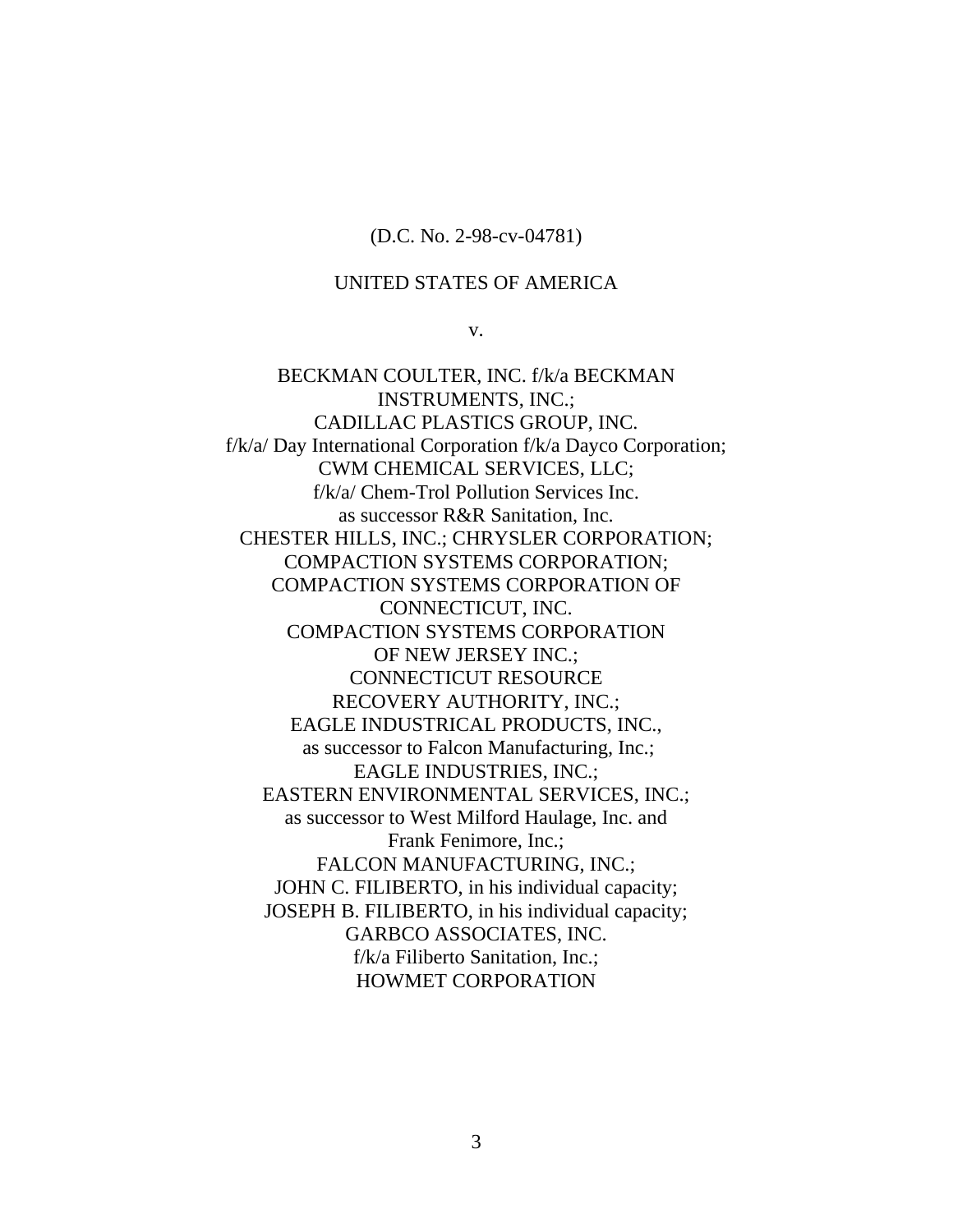(D.C. No. 2-98-cv-04781)

UNITED STATES OF AMERICA

v.

BECKMAN COULTER, INC. f/k/a BECKMAN INSTRUMENTS, INC.;
CADILLAC PLASTICS GROUP, INC.
f/k/a/ Day International Corporation f/k/a Dayco Corporation;
CWM CHEMICAL SERVICES, LLC;
f/k/a/ Chem-Trol Pollution Services Inc.
as successor R&R Sanitation, Inc.
CHESTER HILLS, INC.; CHRYSLER CORPORATION;
COMPACTION SYSTEMS CORPORATION;
COMPACTION SYSTEMS CORPORATION OF CONNECTICUT, INC.
COMPACTION SYSTEMS CORPORATION OF NEW JERSEY INC.;
CONNECTICUT RESOURCE RECOVERY AUTHORITY, INC.;
EAGLE INDUSTRICAL PRODUCTS, INC.,
as successor to Falcon Manufacturing, Inc.;
EAGLE INDUSTRIES, INC.;
EASTERN ENVIRONMENTAL SERVICES, INC.;
as successor to West Milford Haulage, Inc. and Frank Fenimore, Inc.;
FALCON MANUFACTURING, INC.;
JOHN C. FILIBERTO, in his individual capacity;
JOSEPH B. FILIBERTO, in his individual capacity;
GARBCO ASSOCIATES, INC.
f/k/a Filiberto Sanitation, Inc.;
HOWMET CORPORATION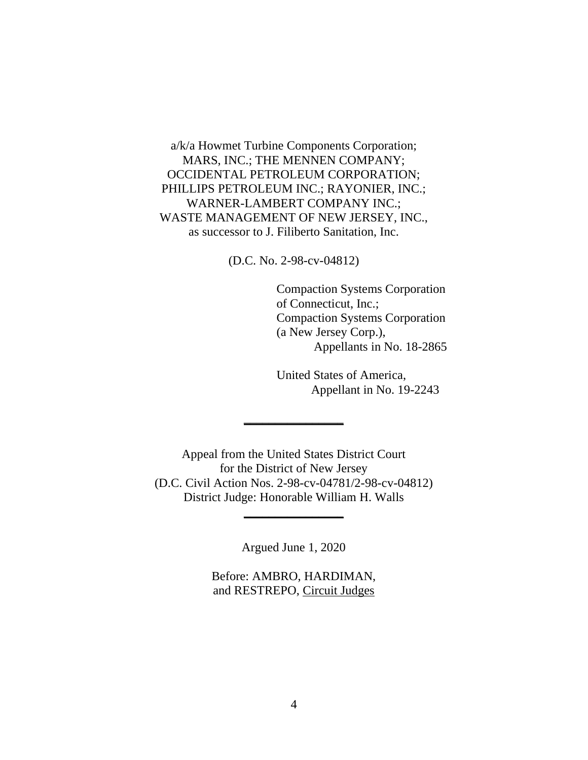a/k/a Howmet Turbine Components Corporation;
MARS, INC.; THE MENNEN COMPANY;
OCCIDENTAL PETROLEUM CORPORATION;
PHILLIPS PETROLEUM INC.; RAYONIER, INC.;
WARNER-LAMBERT COMPANY INC.;
WASTE MANAGEMENT OF NEW JERSEY, INC.,
as successor to J. Filiberto Sanitation, Inc.

(D.C. No. 2-98-cv-04812)

Compaction Systems Corporation
of Connecticut, Inc.;
Compaction Systems Corporation
(a New Jersey Corp.),
Appellants in No. 18-2865

United States of America,
Appellant in No. 19-2243

---

Appeal from the United States District Court
for the District of New Jersey
(D.C. Civil Action Nos. 2-98-cv-04781/2-98-cv-04812)
District Judge: Honorable William H. Walls

---

Argued June 1, 2020

Before: AMBRO, HARDIMAN,
and RESTREPO, Circuit Judges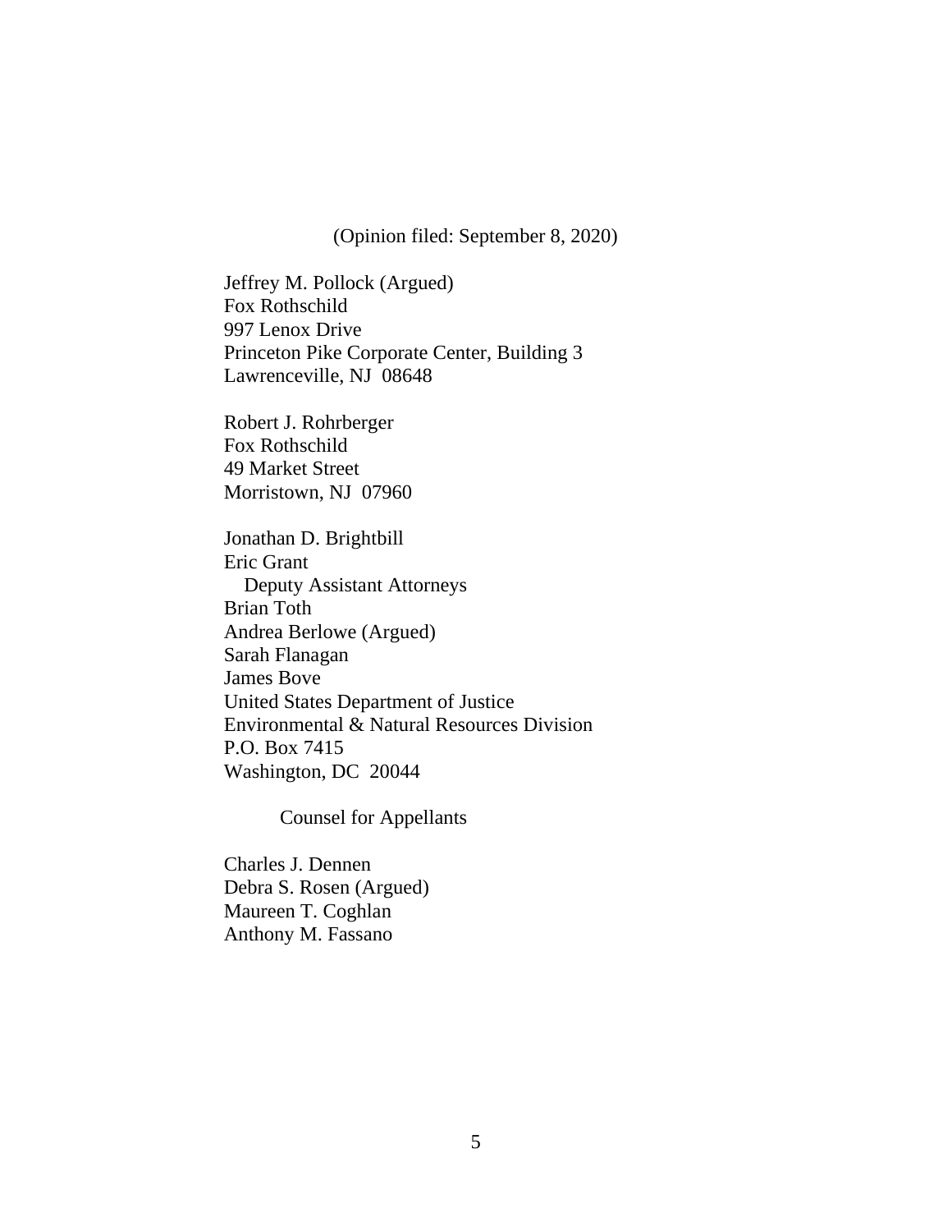(Opinion filed: September 8, 2020)

Jeffrey M. Pollock (Argued)
Fox Rothschild
997 Lenox Drive
Princeton Pike Corporate Center, Building 3
Lawrenceville, NJ 08648

Robert J. Rohrberger
Fox Rothschild
49 Market Street
Morristown, NJ 07960

Jonathan D. Brightbill
Eric Grant
Deputy Assistant Attorneys
Brian Toth
Andrea Berlowe (Argued)
Sarah Flanagan
James Bove
United States Department of Justice
Environmental & Natural Resources Division
P.O. Box 7415
Washington, DC 20044

Counsel for Appellants

Charles J. Dennen
Debra S. Rosen (Argued)
Maureen T. Coghlan
Anthony M. Fassano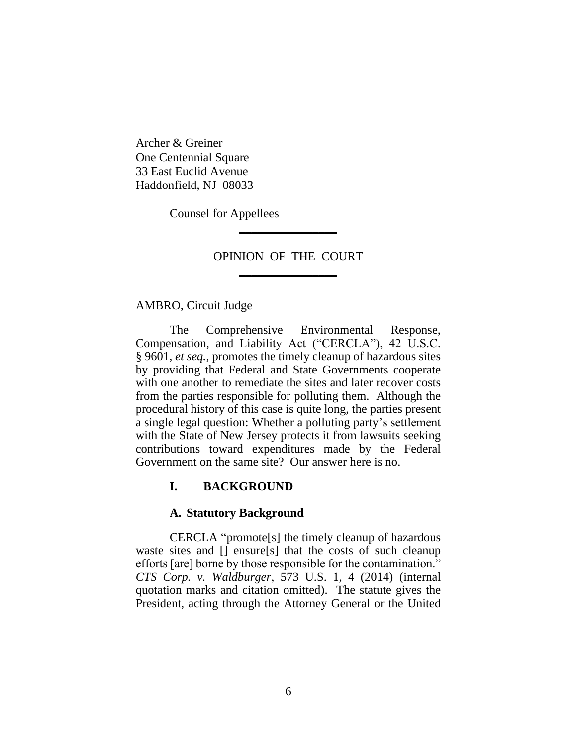Archer & Greiner
One Centennial Square
33 East Euclid Avenue
Haddonfield, NJ 08033

Counsel for Appellees

---

OPINION OF THE COURT

---

AMBRO, Circuit Judge

The Comprehensive Environmental Response, Compensation, and Liability Act ("CERCLA"), 42 U.S.C. § 9601, *et seq.*, promotes the timely cleanup of hazardous sites by providing that Federal and State Governments cooperate with one another to remediate the sites and later recover costs from the parties responsible for polluting them. Although the procedural history of this case is quite long, the parties present a single legal question: Whether a polluting party's settlement with the State of New Jersey protects it from lawsuits seeking contributions toward expenditures made by the Federal Government on the same site? Our answer here is no.

## I. BACKGROUND

### A. Statutory Background

CERCLA "promote[s] the timely cleanup of hazardous waste sites and [] ensure[s] that the costs of such cleanup efforts [are] borne by those responsible for the contamination." *CTS Corp. v. Waldburger*, 573 U.S. 1, 4 (2014) (internal quotation marks and citation omitted). The statute gives the President, acting through the Attorney General or the United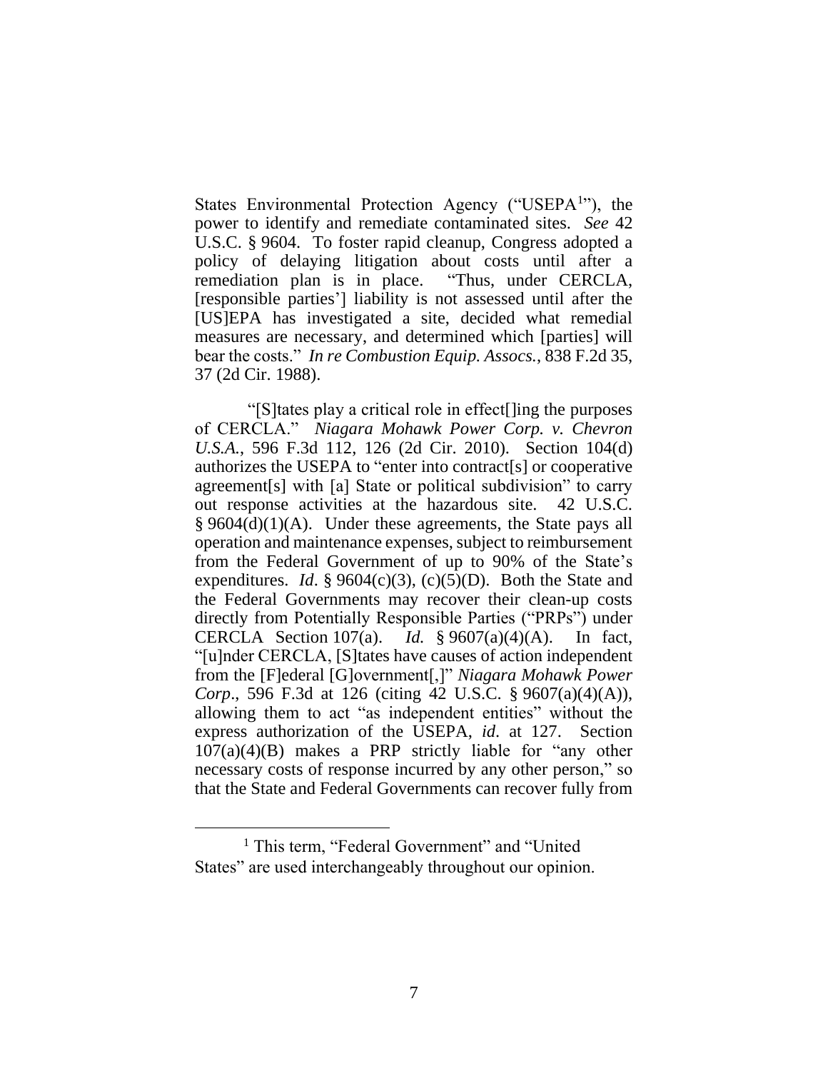States Environmental Protection Agency ("USEPA[1]"), the power to identify and remediate contaminated sites. *See* 42 U.S.C. § 9604. To foster rapid cleanup, Congress adopted a policy of delaying litigation about costs until after a remediation plan is in place. "Thus, under CERCLA, [responsible parties'] liability is not assessed until after the [US]EPA has investigated a site, decided what remedial measures are necessary, and determined which [parties] will bear the costs." *In re Combustion Equip. Assocs.*, 838 F.2d 35, 37 (2d Cir. 1988).

"[S]tates play a critical role in effect[]ing the purposes of CERCLA." *Niagara Mohawk Power Corp. v. Chevron U.S.A.*, 596 F.3d 112, 126 (2d Cir. 2010). Section 104(d) authorizes the USEPA to "enter into contract[s] or cooperative agreement[s] with [a] State or political subdivision" to carry out response activities at the hazardous site. 42 U.S.C. § 9604(d)(1)(A). Under these agreements, the State pays all operation and maintenance expenses, subject to reimbursement from the Federal Government of up to 90% of the State's expenditures. *Id*. § 9604(c)(3), (c)(5)(D). Both the State and the Federal Governments may recover their clean-up costs directly from Potentially Responsible Parties ("PRPs") under CERCLA Section 107(a). *Id.* § 9607(a)(4)(A). In fact, "[u]nder CERCLA, [S]tates have causes of action independent from the [F]ederal [G]overnment[,]" *Niagara Mohawk Power Corp*., 596 F.3d at 126 (citing 42 U.S.C. § 9607(a)(4)(A)), allowing them to act "as independent entities" without the express authorization of the USEPA, *id.* at 127. Section 107(a)(4)(B) makes a PRP strictly liable for "any other necessary costs of response incurred by any other person," so that the State and Federal Governments can recover fully from

---

[1] This term, "Federal Government" and "United States" are used interchangeably throughout our opinion.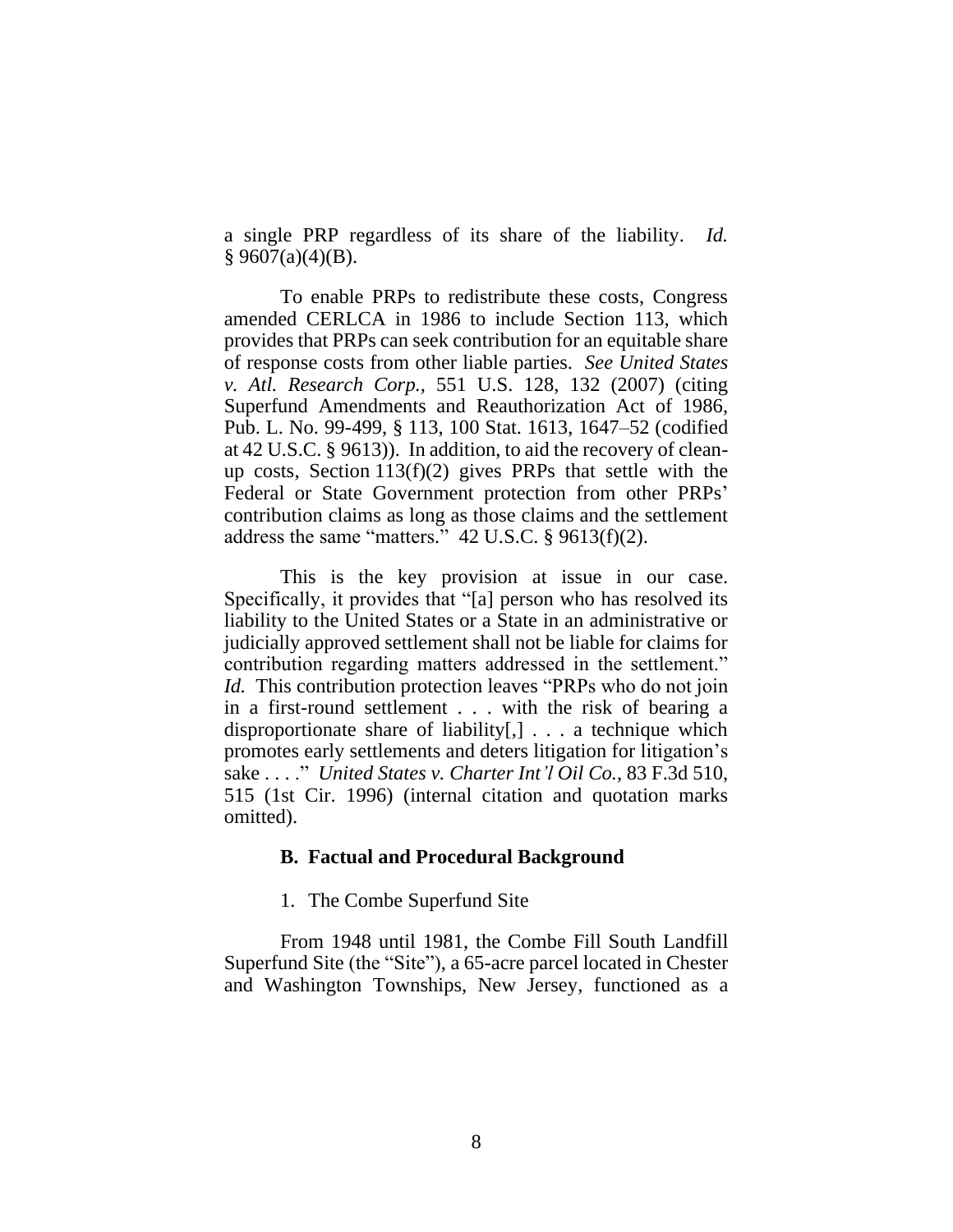a single PRP regardless of its share of the liability. *Id.* § 9607(a)(4)(B).

To enable PRPs to redistribute these costs, Congress amended CERLCA in 1986 to include Section 113, which provides that PRPs can seek contribution for an equitable share of response costs from other liable parties. *See United States v. Atl. Research Corp.*, 551 U.S. 128, 132 (2007) (citing Superfund Amendments and Reauthorization Act of 1986, Pub. L. No. 99-499, § 113, 100 Stat. 1613, 1647–52 (codified at 42 U.S.C. § 9613)). In addition, to aid the recovery of clean-up costs, Section 113(f)(2) gives PRPs that settle with the Federal or State Government protection from other PRPs' contribution claims as long as those claims and the settlement address the same "matters." 42 U.S.C. § 9613(f)(2).

This is the key provision at issue in our case. Specifically, it provides that "[a] person who has resolved its liability to the United States or a State in an administrative or judicially approved settlement shall not be liable for claims for contribution regarding matters addressed in the settlement." *Id.* This contribution protection leaves "PRPs who do not join in a first-round settlement . . . with the risk of bearing a disproportionate share of liability[,] . . . a technique which promotes early settlements and deters litigation for litigation's sake . . . ." *United States v. Charter Int'l Oil Co.*, 83 F.3d 510, 515 (1st Cir. 1996) (internal citation and quotation marks omitted).

### B. Factual and Procedural Background

1. The Combe Superfund Site

From 1948 until 1981, the Combe Fill South Landfill Superfund Site (the "Site"), a 65-acre parcel located in Chester and Washington Townships, New Jersey, functioned as a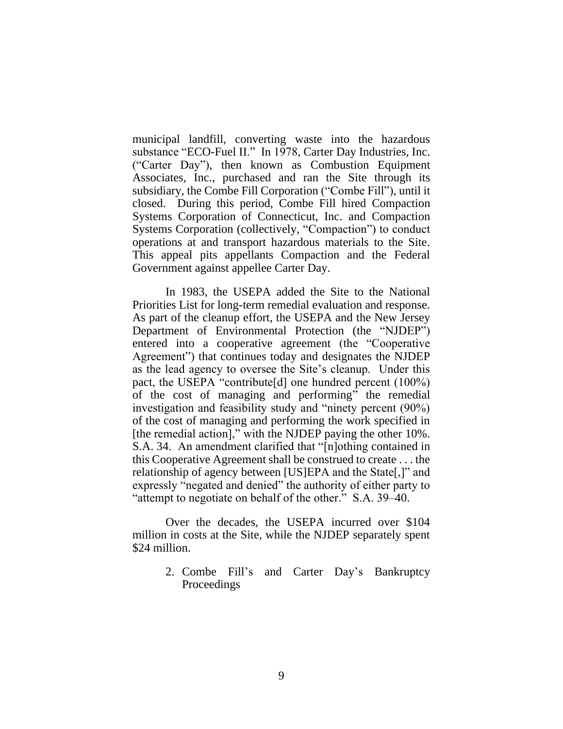municipal landfill, converting waste into the hazardous substance "ECO-Fuel II." In 1978, Carter Day Industries, Inc. ("Carter Day"), then known as Combustion Equipment Associates, Inc., purchased and ran the Site through its subsidiary, the Combe Fill Corporation ("Combe Fill"), until it closed. During this period, Combe Fill hired Compaction Systems Corporation of Connecticut, Inc. and Compaction Systems Corporation (collectively, "Compaction") to conduct operations at and transport hazardous materials to the Site. This appeal pits appellants Compaction and the Federal Government against appellee Carter Day.

In 1983, the USEPA added the Site to the National Priorities List for long-term remedial evaluation and response. As part of the cleanup effort, the USEPA and the New Jersey Department of Environmental Protection (the "NJDEP") entered into a cooperative agreement (the "Cooperative Agreement") that continues today and designates the NJDEP as the lead agency to oversee the Site's cleanup. Under this pact, the USEPA "contribute[d] one hundred percent (100%) of the cost of managing and performing" the remedial investigation and feasibility study and "ninety percent (90%) of the cost of managing and performing the work specified in [the remedial action]," with the NJDEP paying the other 10%. S.A. 34. An amendment clarified that "[n]othing contained in this Cooperative Agreement shall be construed to create . . . the relationship of agency between [US]EPA and the State[,]" and expressly "negated and denied" the authority of either party to "attempt to negotiate on behalf of the other." S.A. 39–40.

Over the decades, the USEPA incurred over $104 million in costs at the Site, while the NJDEP separately spent $24 million.

2. Combe Fill's and Carter Day's Bankruptcy Proceedings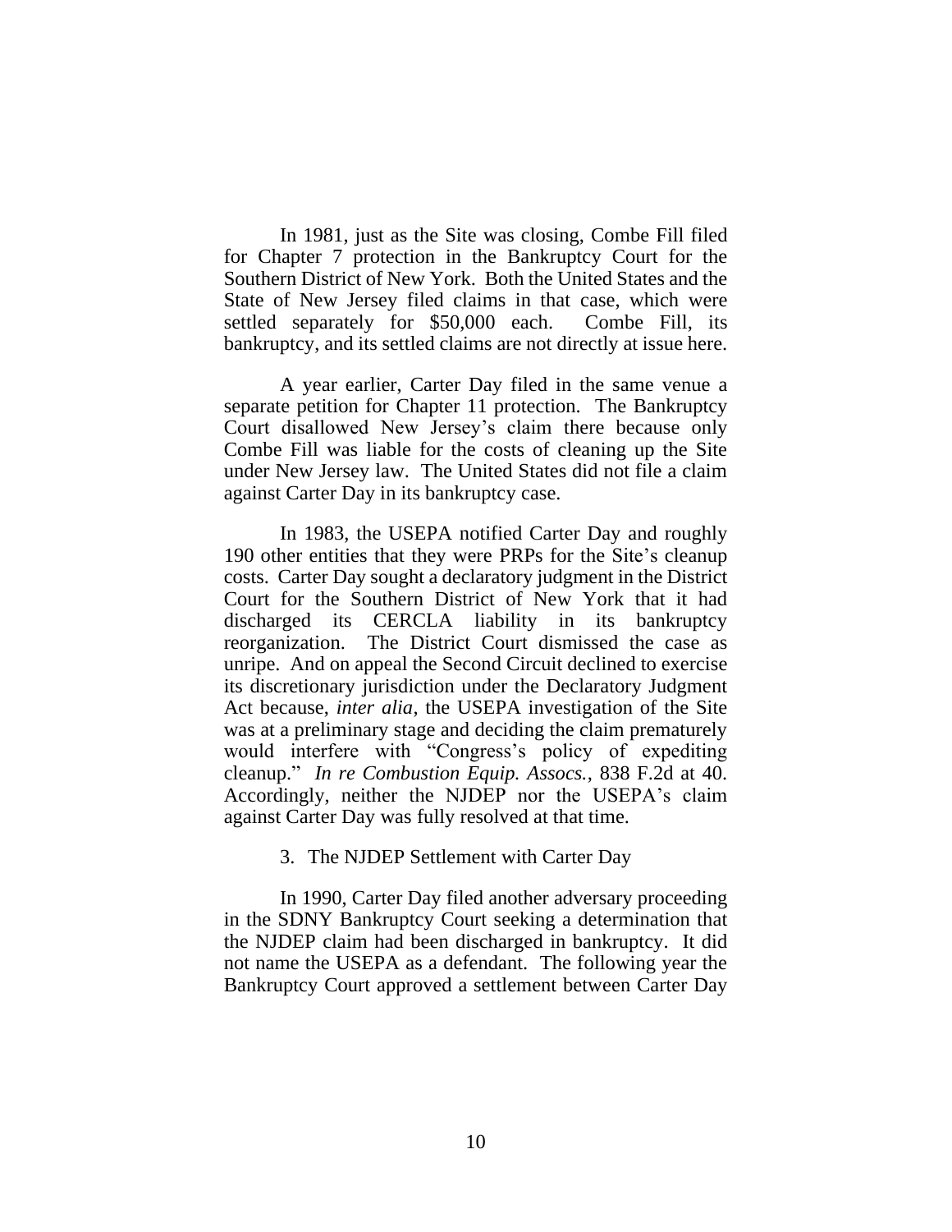In 1981, just as the Site was closing, Combe Fill filed for Chapter 7 protection in the Bankruptcy Court for the Southern District of New York. Both the United States and the State of New Jersey filed claims in that case, which were settled separately for $50,000 each. Combe Fill, its bankruptcy, and its settled claims are not directly at issue here.

A year earlier, Carter Day filed in the same venue a separate petition for Chapter 11 protection. The Bankruptcy Court disallowed New Jersey's claim there because only Combe Fill was liable for the costs of cleaning up the Site under New Jersey law. The United States did not file a claim against Carter Day in its bankruptcy case.

In 1983, the USEPA notified Carter Day and roughly 190 other entities that they were PRPs for the Site's cleanup costs. Carter Day sought a declaratory judgment in the District Court for the Southern District of New York that it had discharged its CERCLA liability in its bankruptcy reorganization. The District Court dismissed the case as unripe. And on appeal the Second Circuit declined to exercise its discretionary jurisdiction under the Declaratory Judgment Act because, *inter alia*, the USEPA investigation of the Site was at a preliminary stage and deciding the claim prematurely would interfere with "Congress's policy of expediting cleanup." *In re Combustion Equip. Assocs.*, 838 F.2d at 40. Accordingly, neither the NJDEP nor the USEPA's claim against Carter Day was fully resolved at that time.

3. The NJDEP Settlement with Carter Day

In 1990, Carter Day filed another adversary proceeding in the SDNY Bankruptcy Court seeking a determination that the NJDEP claim had been discharged in bankruptcy. It did not name the USEPA as a defendant. The following year the Bankruptcy Court approved a settlement between Carter Day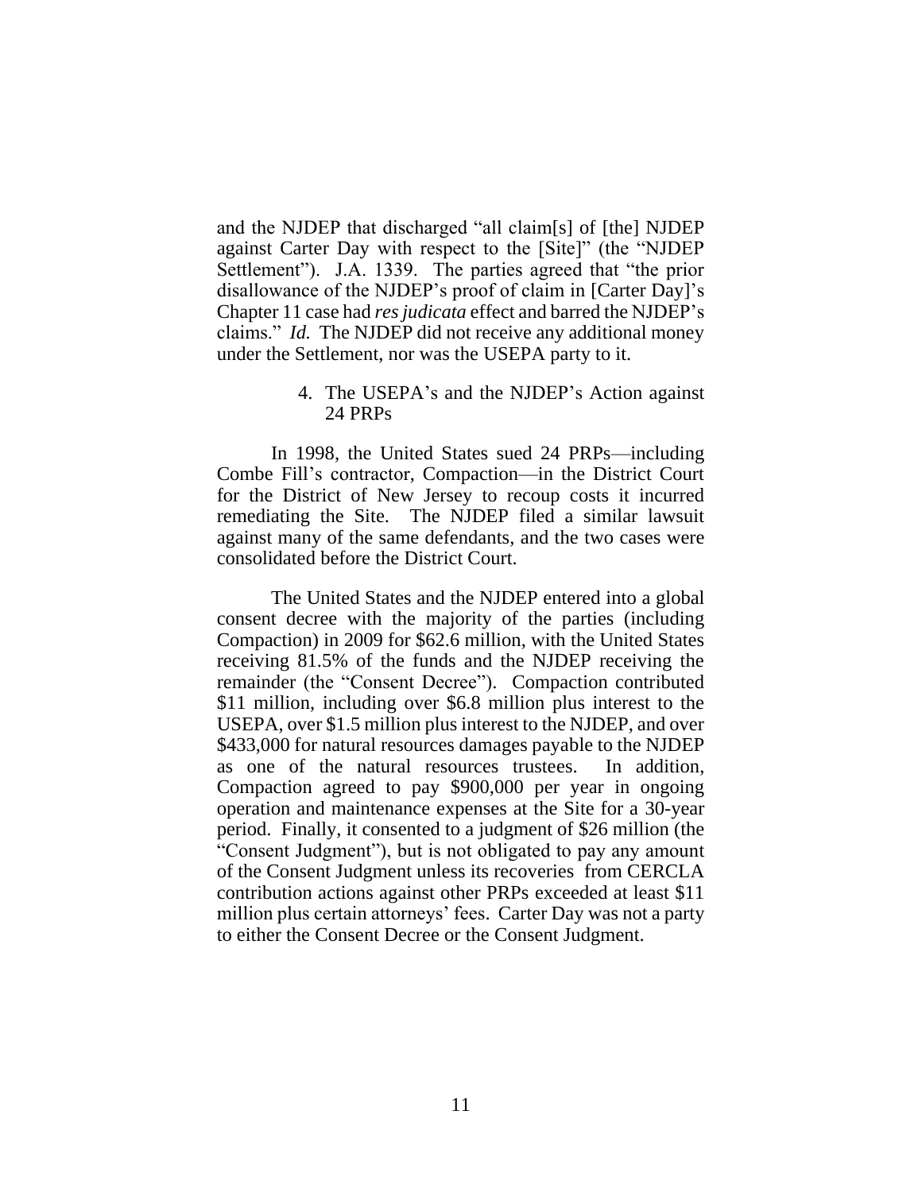and the NJDEP that discharged "all claim[s] of [the] NJDEP against Carter Day with respect to the [Site]" (the "NJDEP Settlement"). J.A. 1339. The parties agreed that "the prior disallowance of the NJDEP's proof of claim in [Carter Day]'s Chapter 11 case had *res judicata* effect and barred the NJDEP's claims." *Id.* The NJDEP did not receive any additional money under the Settlement, nor was the USEPA party to it.

#### 4. The USEPA's and the NJDEP's Action against 24 PRPs

In 1998, the United States sued 24 PRPs—including Combe Fill's contractor, Compaction—in the District Court for the District of New Jersey to recoup costs it incurred remediating the Site. The NJDEP filed a similar lawsuit against many of the same defendants, and the two cases were consolidated before the District Court.

The United States and the NJDEP entered into a global consent decree with the majority of the parties (including Compaction) in 2009 for $62.6 million, with the United States receiving 81.5% of the funds and the NJDEP receiving the remainder (the "Consent Decree"). Compaction contributed $11 million, including over $6.8 million plus interest to the USEPA, over $1.5 million plus interest to the NJDEP, and over $433,000 for natural resources damages payable to the NJDEP as one of the natural resources trustees. In addition, Compaction agreed to pay $900,000 per year in ongoing operation and maintenance expenses at the Site for a 30-year period. Finally, it consented to a judgment of $26 million (the "Consent Judgment"), but is not obligated to pay any amount of the Consent Judgment unless its recoveries from CERCLA contribution actions against other PRPs exceeded at least $11 million plus certain attorneys' fees. Carter Day was not a party to either the Consent Decree or the Consent Judgment.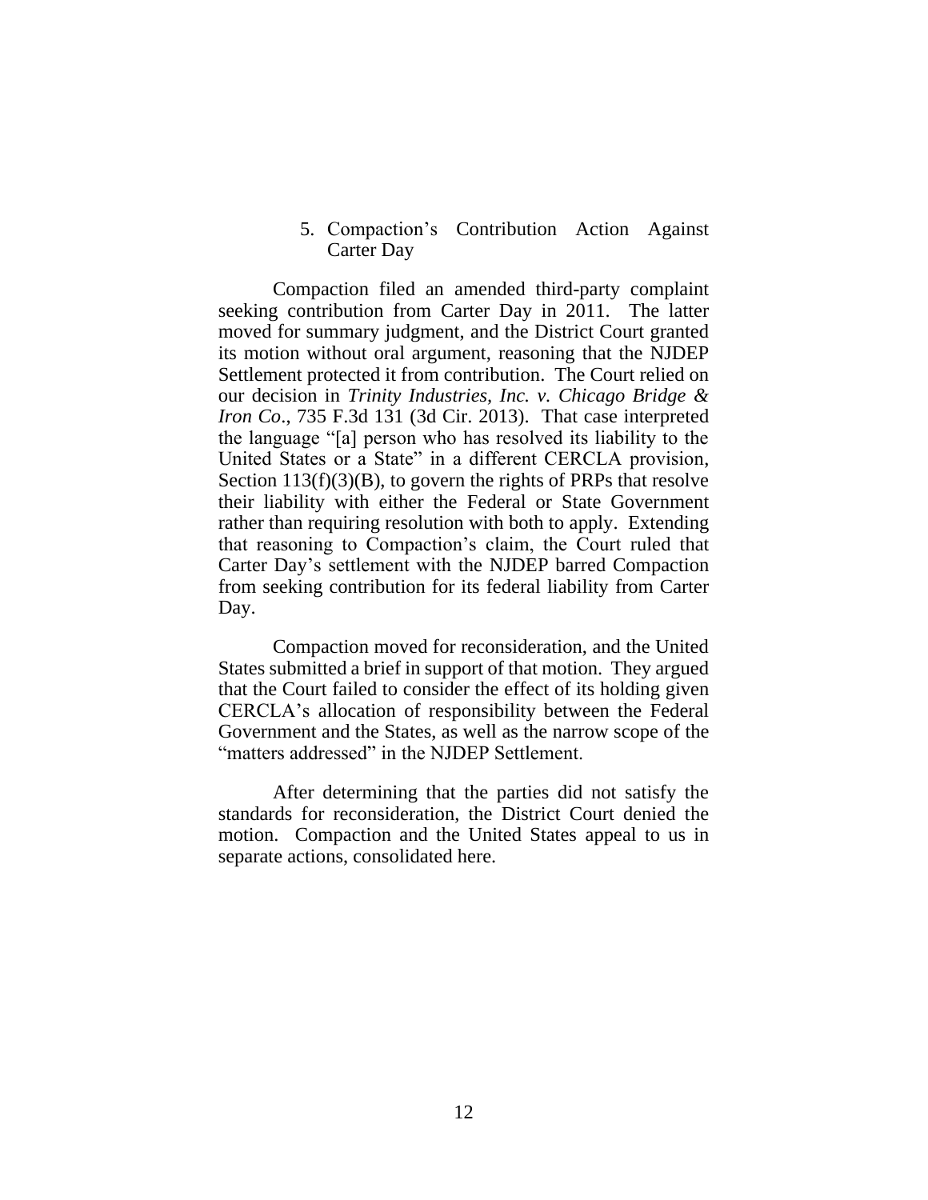### 5. Compaction's Contribution Action Against Carter Day

Compaction filed an amended third-party complaint seeking contribution from Carter Day in 2011. The latter moved for summary judgment, and the District Court granted its motion without oral argument, reasoning that the NJDEP Settlement protected it from contribution. The Court relied on our decision in *Trinity Industries, Inc. v. Chicago Bridge & Iron Co*., 735 F.3d 131 (3d Cir. 2013). That case interpreted the language "[a] person who has resolved its liability to the United States or a State" in a different CERCLA provision, Section 113(f)(3)(B), to govern the rights of PRPs that resolve their liability with either the Federal or State Government rather than requiring resolution with both to apply. Extending that reasoning to Compaction's claim, the Court ruled that Carter Day's settlement with the NJDEP barred Compaction from seeking contribution for its federal liability from Carter Day.

Compaction moved for reconsideration, and the United States submitted a brief in support of that motion. They argued that the Court failed to consider the effect of its holding given CERCLA's allocation of responsibility between the Federal Government and the States, as well as the narrow scope of the "matters addressed" in the NJDEP Settlement.

After determining that the parties did not satisfy the standards for reconsideration, the District Court denied the motion. Compaction and the United States appeal to us in separate actions, consolidated here.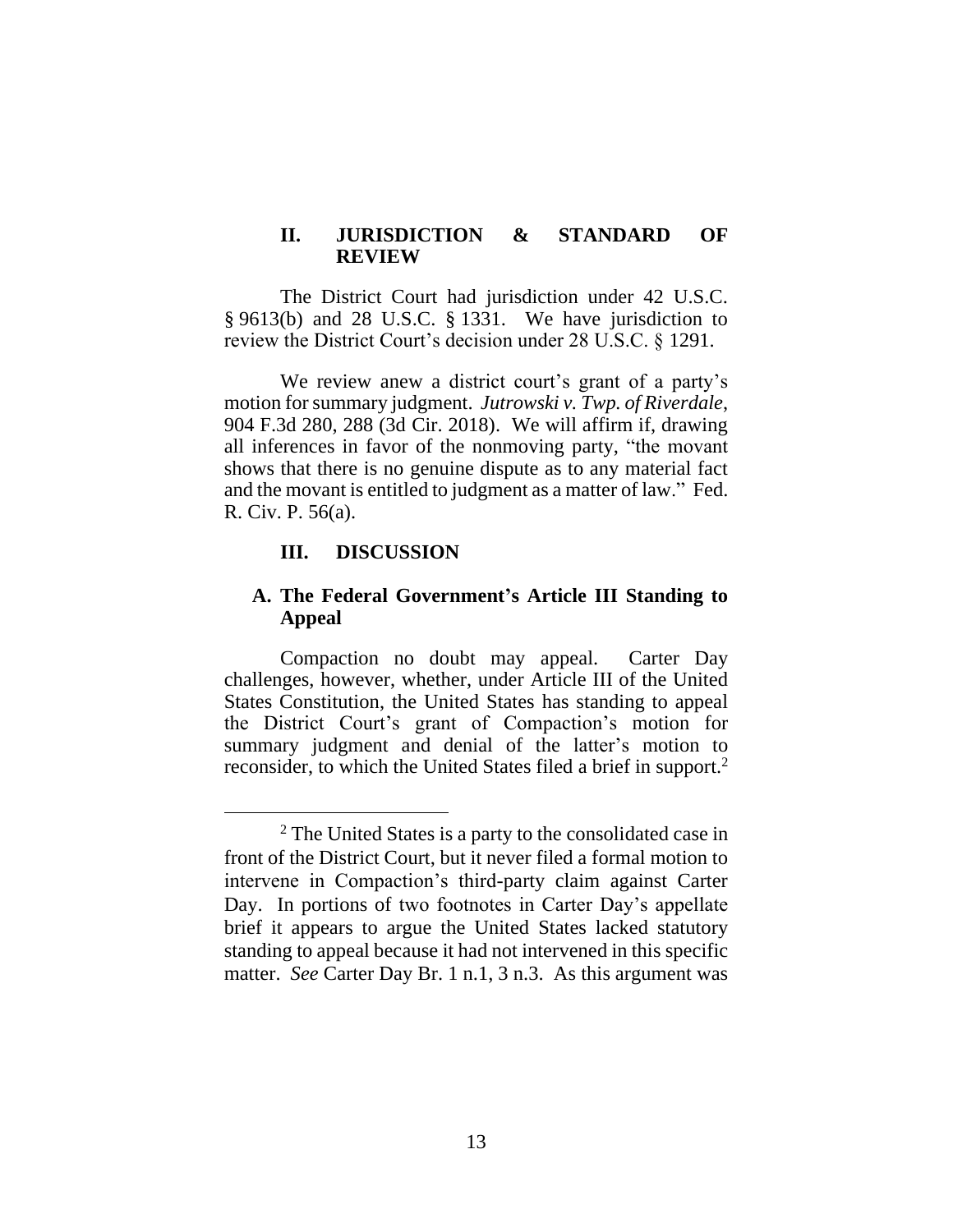## II. JURISDICTION & STANDARD OF REVIEW

The District Court had jurisdiction under 42 U.S.C. § 9613(b) and 28 U.S.C. § 1331. We have jurisdiction to review the District Court's decision under 28 U.S.C. § 1291.

We review anew a district court's grant of a party's motion for summary judgment. *Jutrowski v. Twp. of Riverdale*, 904 F.3d 280, 288 (3d Cir. 2018). We will affirm if, drawing all inferences in favor of the nonmoving party, "the movant shows that there is no genuine dispute as to any material fact and the movant is entitled to judgment as a matter of law." Fed. R. Civ. P. 56(a).

## III. DISCUSSION

### A. The Federal Government's Article III Standing to Appeal

Compaction no doubt may appeal. Carter Day challenges, however, whether, under Article III of the United States Constitution, the United States has standing to appeal the District Court's grant of Compaction's motion for summary judgment and denial of the latter's motion to reconsider, to which the United States filed a brief in support.[2]

[2] The United States is a party to the consolidated case in front of the District Court, but it never filed a formal motion to intervene in Compaction's third-party claim against Carter Day. In portions of two footnotes in Carter Day's appellate brief it appears to argue the United States lacked statutory standing to appeal because it had not intervened in this specific matter. *See* Carter Day Br. 1 n.1, 3 n.3. As this argument was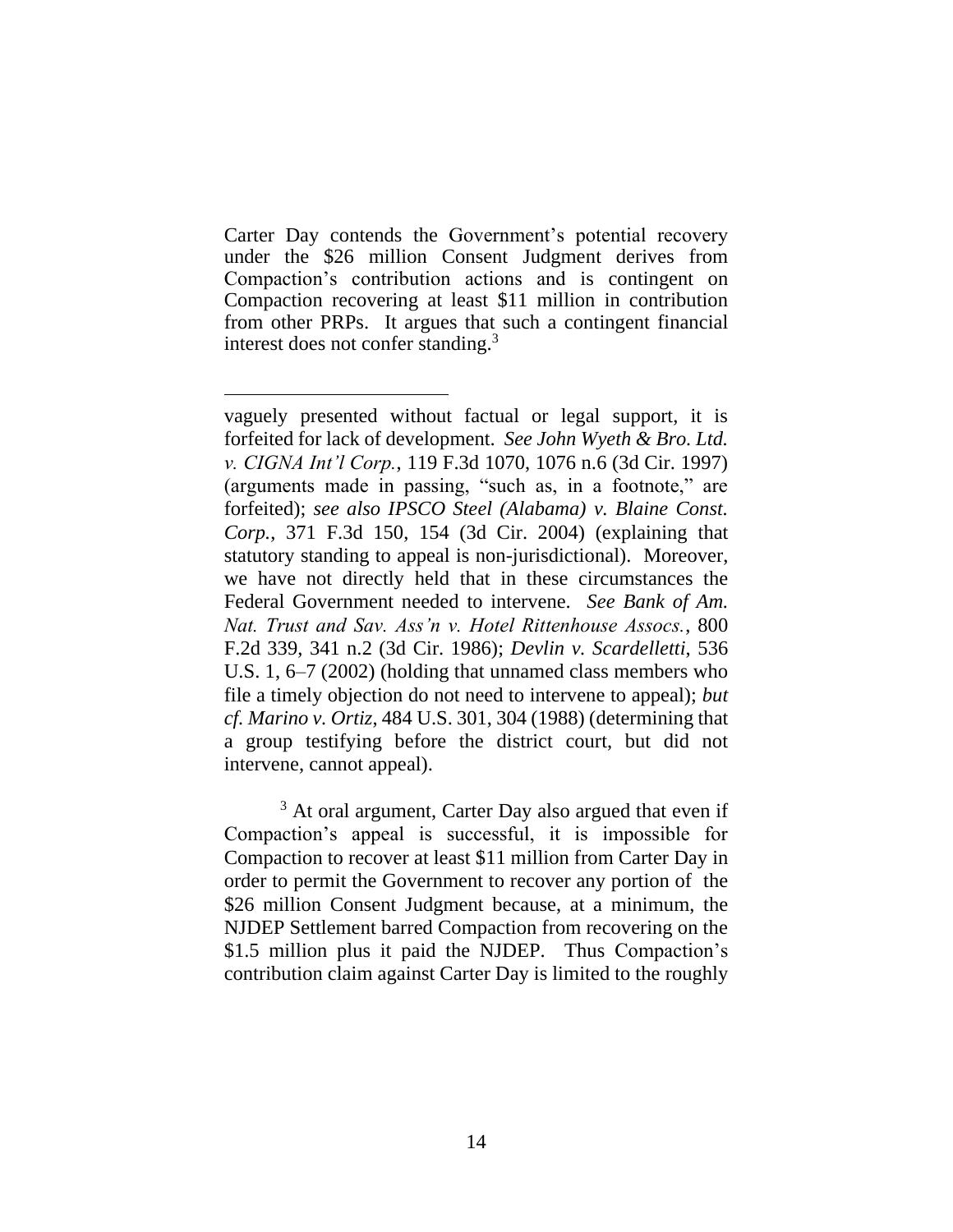Carter Day contends the Government's potential recovery under the $26 million Consent Judgment derives from Compaction's contribution actions and is contingent on Compaction recovering at least $11 million in contribution from other PRPs. It argues that such a contingent financial interest does not confer standing.[3]

---

vaguely presented without factual or legal support, it is forfeited for lack of development. *See John Wyeth & Bro. Ltd. v. CIGNA Int'l Corp.*, 119 F.3d 1070, 1076 n.6 (3d Cir. 1997) (arguments made in passing, "such as, in a footnote," are forfeited); *see also IPSCO Steel (Alabama) v. Blaine Const. Corp.*, 371 F.3d 150, 154 (3d Cir. 2004) (explaining that statutory standing to appeal is non-jurisdictional). Moreover, we have not directly held that in these circumstances the Federal Government needed to intervene. *See Bank of Am. Nat. Trust and Sav. Ass'n v. Hotel Rittenhouse Assocs.*, 800 F.2d 339, 341 n.2 (3d Cir. 1986); *Devlin v. Scardelletti*, 536 U.S. 1, 6–7 (2002) (holding that unnamed class members who file a timely objection do not need to intervene to appeal); *but cf. Marino v. Ortiz*, 484 U.S. 301, 304 (1988) (determining that a group testifying before the district court, but did not intervene, cannot appeal).

[3] At oral argument, Carter Day also argued that even if Compaction's appeal is successful, it is impossible for Compaction to recover at least $11 million from Carter Day in order to permit the Government to recover any portion of the $26 million Consent Judgment because, at a minimum, the NJDEP Settlement barred Compaction from recovering on the $1.5 million plus it paid the NJDEP. Thus Compaction's contribution claim against Carter Day is limited to the roughly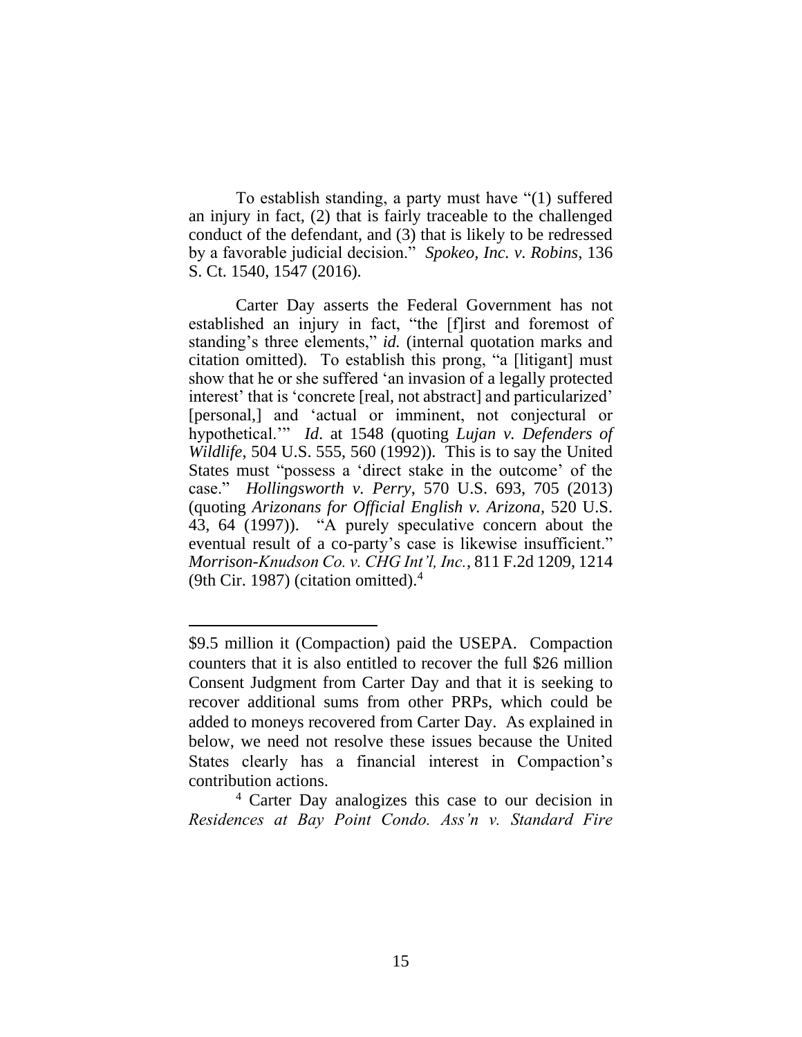To establish standing, a party must have "(1) suffered an injury in fact, (2) that is fairly traceable to the challenged conduct of the defendant, and (3) that is likely to be redressed by a favorable judicial decision." *Spokeo, Inc. v. Robins*, 136 S. Ct. 1540, 1547 (2016).

Carter Day asserts the Federal Government has not established an injury in fact, "the [f]irst and foremost of standing's three elements," *id.* (internal quotation marks and citation omitted). To establish this prong, "a [litigant] must show that he or she suffered 'an invasion of a legally protected interest' that is 'concrete [real, not abstract] and particularized' [personal,] and 'actual or imminent, not conjectural or hypothetical.'" *Id.* at 1548 (quoting *Lujan v. Defenders of Wildlife*, 504 U.S. 555, 560 (1992)). This is to say the United States must "possess a 'direct stake in the outcome' of the case." *Hollingsworth v. Perry*, 570 U.S. 693, 705 (2013) (quoting *Arizonans for Official English v. Arizona*, 520 U.S. 43, 64 (1997)). "A purely speculative concern about the eventual result of a co-party's case is likewise insufficient." *Morrison-Knudson Co. v. CHG Int'l, Inc.*, 811 F.2d 1209, 1214 (9th Cir. 1987) (citation omitted).[4]

---

$9.5 million it (Compaction) paid the USEPA. Compaction counters that it is also entitled to recover the full $26 million Consent Judgment from Carter Day and that it is seeking to recover additional sums from other PRPs, which could be added to moneys recovered from Carter Day. As explained in below, we need not resolve these issues because the United States clearly has a financial interest in Compaction's contribution actions.

[4] Carter Day analogizes this case to our decision in *Residences at Bay Point Condo. Ass'n v. Standard Fire*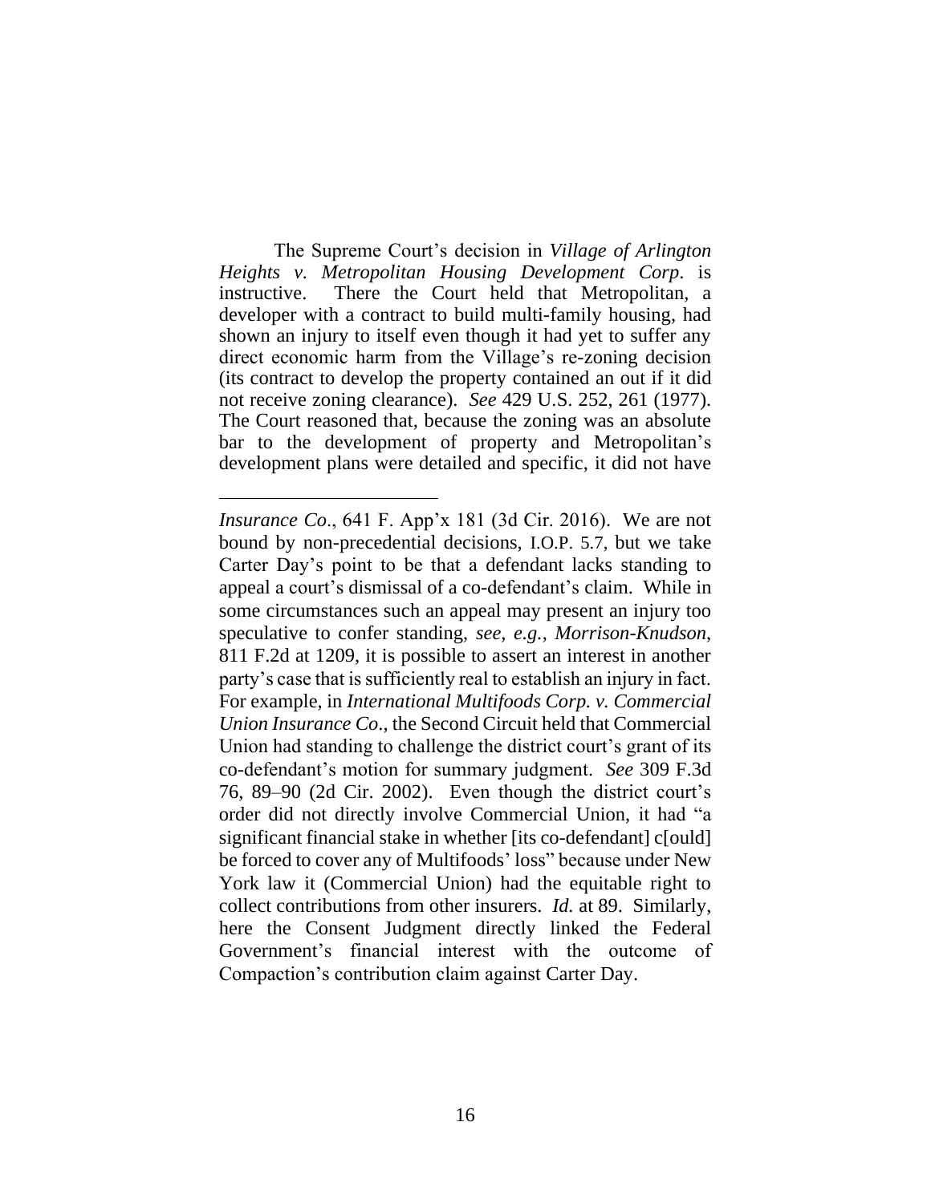The Supreme Court's decision in *Village of Arlington Heights v. Metropolitan Housing Development Corp*. is instructive. There the Court held that Metropolitan, a developer with a contract to build multi-family housing, had shown an injury to itself even though it had yet to suffer any direct economic harm from the Village's re-zoning decision (its contract to develop the property contained an out if it did not receive zoning clearance). *See* 429 U.S. 252, 261 (1977). The Court reasoned that, because the zoning was an absolute bar to the development of property and Metropolitan's development plans were detailed and specific, it did not have

---

*Insurance Co*., 641 F. App'x 181 (3d Cir. 2016). We are not bound by non-precedential decisions, I.O.P. 5.7, but we take Carter Day's point to be that a defendant lacks standing to appeal a court's dismissal of a co-defendant's claim. While in some circumstances such an appeal may present an injury too speculative to confer standing, *see, e.g.*, *Morrison-Knudson*, 811 F.2d at 1209, it is possible to assert an interest in another party's case that is sufficiently real to establish an injury in fact. For example, in *International Multifoods Corp. v. Commercial Union Insurance Co*., the Second Circuit held that Commercial Union had standing to challenge the district court's grant of its co-defendant's motion for summary judgment. *See* 309 F.3d 76, 89–90 (2d Cir. 2002). Even though the district court's order did not directly involve Commercial Union, it had "a significant financial stake in whether [its co-defendant] c[ould] be forced to cover any of Multifoods' loss" because under New York law it (Commercial Union) had the equitable right to collect contributions from other insurers. *Id.* at 89. Similarly, here the Consent Judgment directly linked the Federal Government's financial interest with the outcome of Compaction's contribution claim against Carter Day.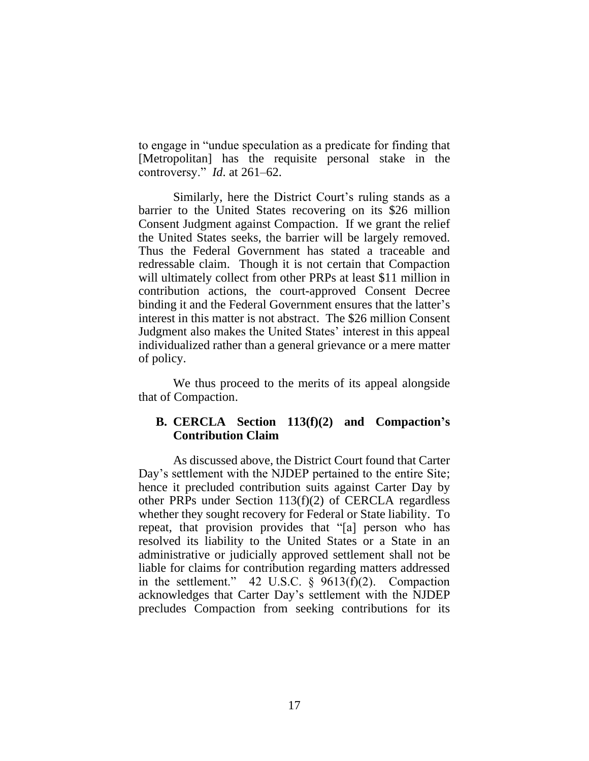to engage in "undue speculation as a predicate for finding that [Metropolitan] has the requisite personal stake in the controversy." *Id*. at 261–62.

Similarly, here the District Court's ruling stands as a barrier to the United States recovering on its $26 million Consent Judgment against Compaction. If we grant the relief the United States seeks, the barrier will be largely removed. Thus the Federal Government has stated a traceable and redressable claim. Though it is not certain that Compaction will ultimately collect from other PRPs at least $11 million in contribution actions, the court-approved Consent Decree binding it and the Federal Government ensures that the latter's interest in this matter is not abstract. The $26 million Consent Judgment also makes the United States' interest in this appeal individualized rather than a general grievance or a mere matter of policy.

We thus proceed to the merits of its appeal alongside that of Compaction.

### B. CERCLA Section 113(f)(2) and Compaction's Contribution Claim

As discussed above, the District Court found that Carter Day's settlement with the NJDEP pertained to the entire Site; hence it precluded contribution suits against Carter Day by other PRPs under Section 113(f)(2) of CERCLA regardless whether they sought recovery for Federal or State liability. To repeat, that provision provides that "[a] person who has resolved its liability to the United States or a State in an administrative or judicially approved settlement shall not be liable for claims for contribution regarding matters addressed in the settlement." 42 U.S.C. § 9613(f)(2). Compaction acknowledges that Carter Day's settlement with the NJDEP precludes Compaction from seeking contributions for its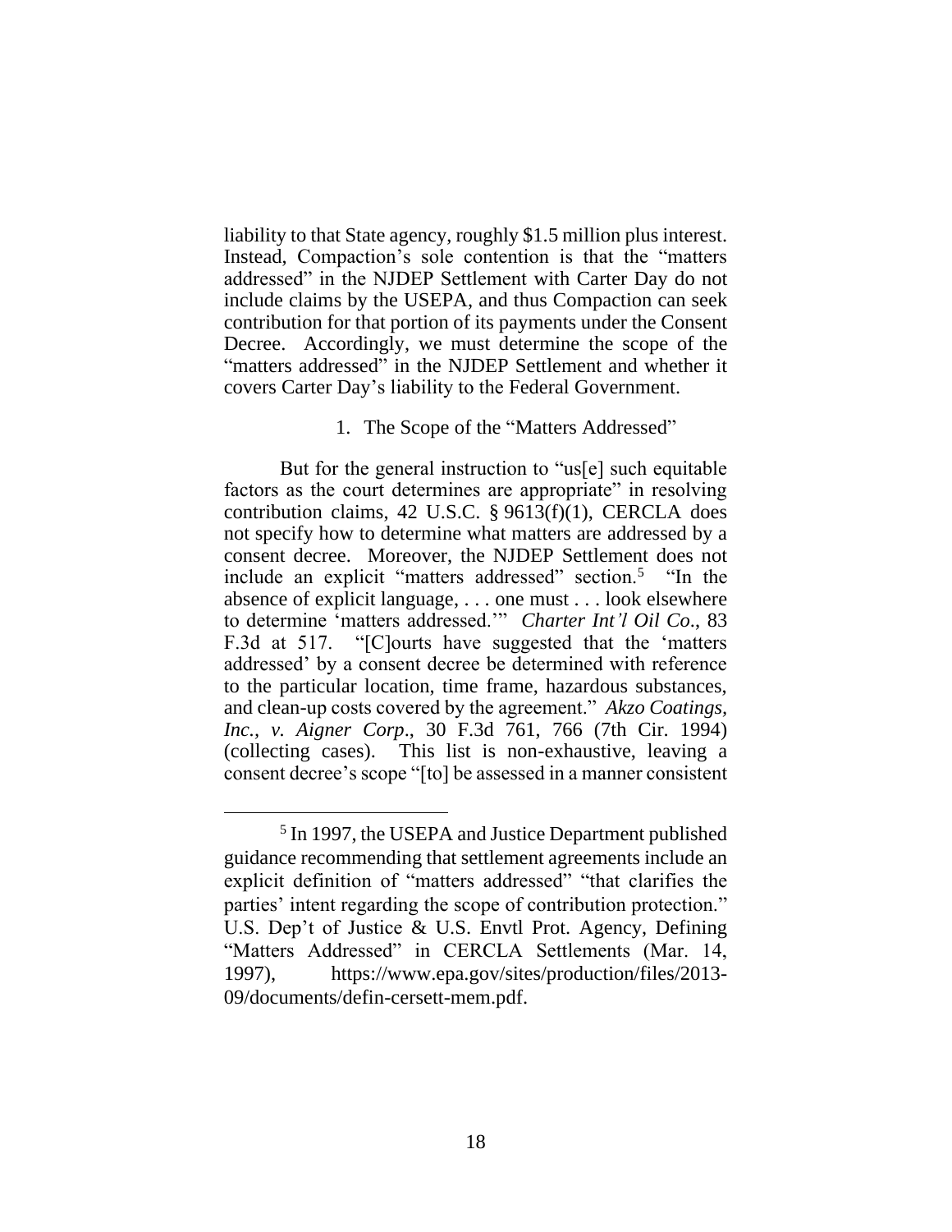liability to that State agency, roughly $1.5 million plus interest. Instead, Compaction's sole contention is that the "matters addressed" in the NJDEP Settlement with Carter Day do not include claims by the USEPA, and thus Compaction can seek contribution for that portion of its payments under the Consent Decree. Accordingly, we must determine the scope of the "matters addressed" in the NJDEP Settlement and whether it covers Carter Day's liability to the Federal Government.

1. The Scope of the "Matters Addressed"

But for the general instruction to "us[e] such equitable factors as the court determines are appropriate" in resolving contribution claims, 42 U.S.C. § 9613(f)(1), CERCLA does not specify how to determine what matters are addressed by a consent decree. Moreover, the NJDEP Settlement does not include an explicit "matters addressed" section.[5] "In the absence of explicit language, . . . one must . . . look elsewhere to determine 'matters addressed.'" *Charter Int'l Oil Co.*, 83 F.3d at 517. "[C]ourts have suggested that the 'matters addressed' by a consent decree be determined with reference to the particular location, time frame, hazardous substances, and clean-up costs covered by the agreement." *Akzo Coatings, Inc., v. Aigner Corp.*, 30 F.3d 761, 766 (7th Cir. 1994) (collecting cases). This list is non-exhaustive, leaving a consent decree's scope "[to] be assessed in a manner consistent

[5] In 1997, the USEPA and Justice Department published guidance recommending that settlement agreements include an explicit definition of "matters addressed" "that clarifies the parties' intent regarding the scope of contribution protection." U.S. Dep't of Justice & U.S. Envtl Prot. Agency, Defining "Matters Addressed" in CERCLA Settlements (Mar. 14, 1997), https://www.epa.gov/sites/production/files/2013-09/documents/defin-cersett-mem.pdf.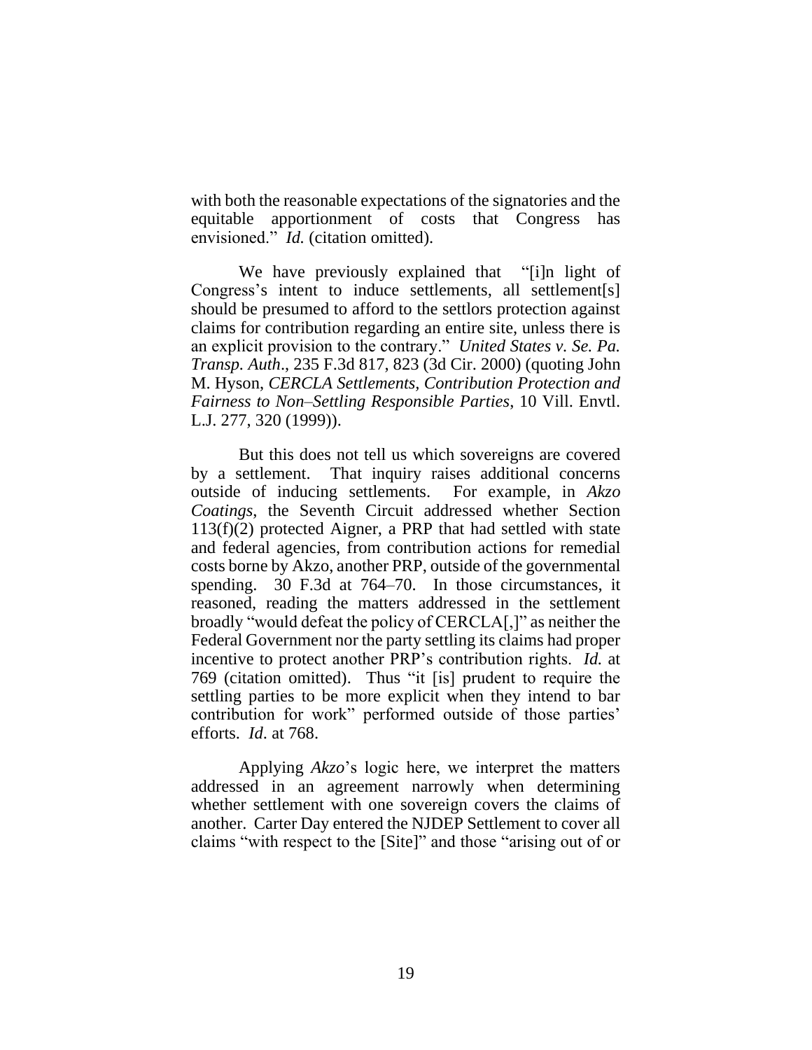with both the reasonable expectations of the signatories and the equitable apportionment of costs that Congress has envisioned." *Id.* (citation omitted).

We have previously explained that "[i]n light of Congress's intent to induce settlements, all settlement[s] should be presumed to afford to the settlors protection against claims for contribution regarding an entire site, unless there is an explicit provision to the contrary." *United States v. Se. Pa. Transp. Auth*., 235 F.3d 817, 823 (3d Cir. 2000) (quoting John M. Hyson, *CERCLA Settlements, Contribution Protection and Fairness to Non–Settling Responsible Parties*, 10 Vill. Envtl. L.J. 277, 320 (1999)).

But this does not tell us which sovereigns are covered by a settlement. That inquiry raises additional concerns outside of inducing settlements. For example, in *Akzo Coatings*, the Seventh Circuit addressed whether Section 113(f)(2) protected Aigner, a PRP that had settled with state and federal agencies, from contribution actions for remedial costs borne by Akzo, another PRP, outside of the governmental spending. 30 F.3d at 764–70. In those circumstances, it reasoned, reading the matters addressed in the settlement broadly "would defeat the policy of CERCLA[,]" as neither the Federal Government nor the party settling its claims had proper incentive to protect another PRP's contribution rights. *Id.* at 769 (citation omitted). Thus "it [is] prudent to require the settling parties to be more explicit when they intend to bar contribution for work" performed outside of those parties' efforts. *Id*. at 768.

Applying *Akzo*'s logic here, we interpret the matters addressed in an agreement narrowly when determining whether settlement with one sovereign covers the claims of another. Carter Day entered the NJDEP Settlement to cover all claims "with respect to the [Site]" and those "arising out of or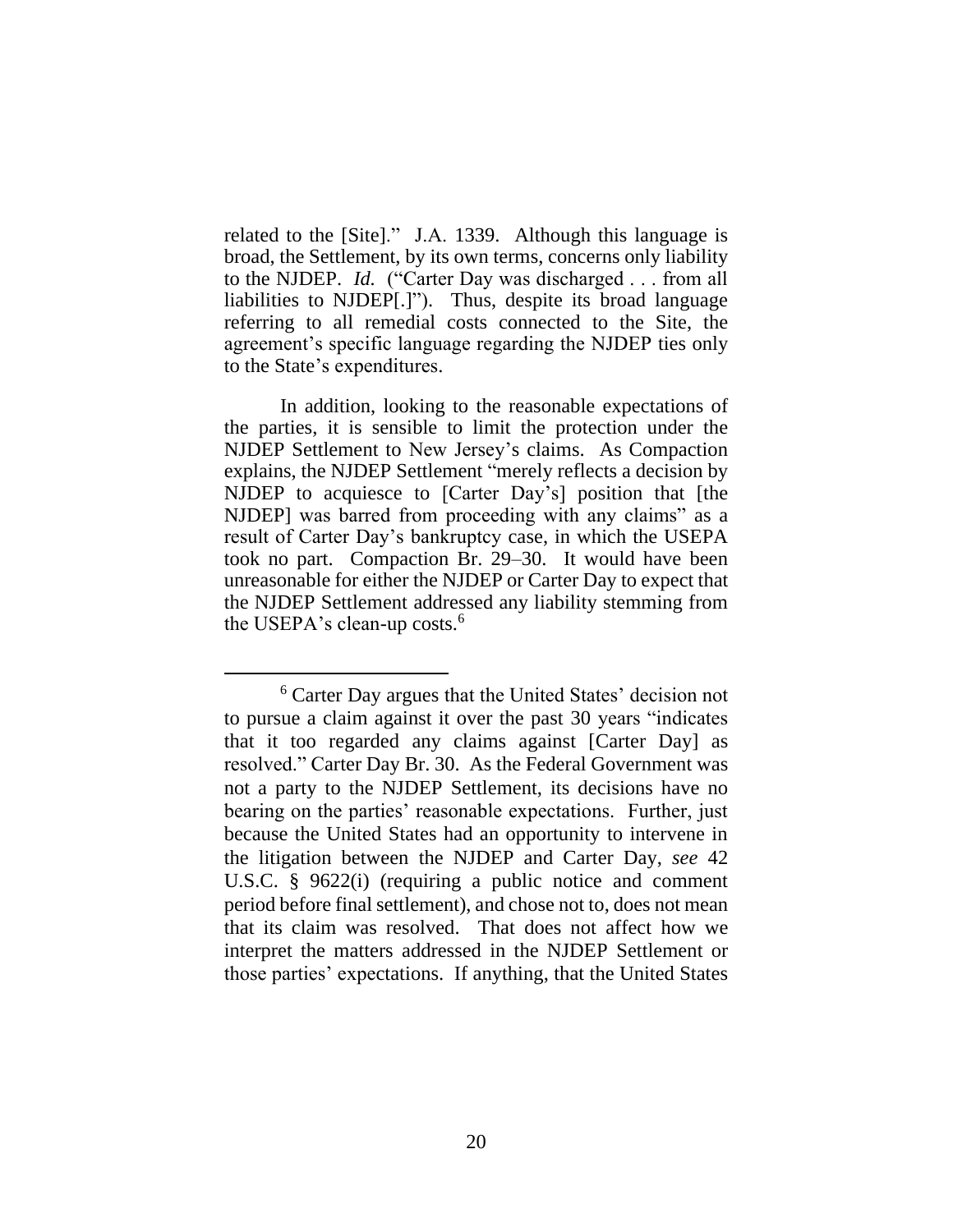related to the [Site]." J.A. 1339. Although this language is broad, the Settlement, by its own terms, concerns only liability to the NJDEP. *Id.* ("Carter Day was discharged . . . from all liabilities to NJDEP[.]"). Thus, despite its broad language referring to all remedial costs connected to the Site, the agreement's specific language regarding the NJDEP ties only to the State's expenditures.

In addition, looking to the reasonable expectations of the parties, it is sensible to limit the protection under the NJDEP Settlement to New Jersey's claims. As Compaction explains, the NJDEP Settlement "merely reflects a decision by NJDEP to acquiesce to [Carter Day's] position that [the NJDEP] was barred from proceeding with any claims" as a result of Carter Day's bankruptcy case, in which the USEPA took no part. Compaction Br. 29–30. It would have been unreasonable for either the NJDEP or Carter Day to expect that the NJDEP Settlement addressed any liability stemming from the USEPA's clean-up costs.[6]

---

[6] Carter Day argues that the United States' decision not to pursue a claim against it over the past 30 years "indicates that it too regarded any claims against [Carter Day] as resolved." Carter Day Br. 30. As the Federal Government was not a party to the NJDEP Settlement, its decisions have no bearing on the parties' reasonable expectations. Further, just because the United States had an opportunity to intervene in the litigation between the NJDEP and Carter Day, *see* 42 U.S.C. § 9622(i) (requiring a public notice and comment period before final settlement), and chose not to, does not mean that its claim was resolved. That does not affect how we interpret the matters addressed in the NJDEP Settlement or those parties' expectations. If anything, that the United States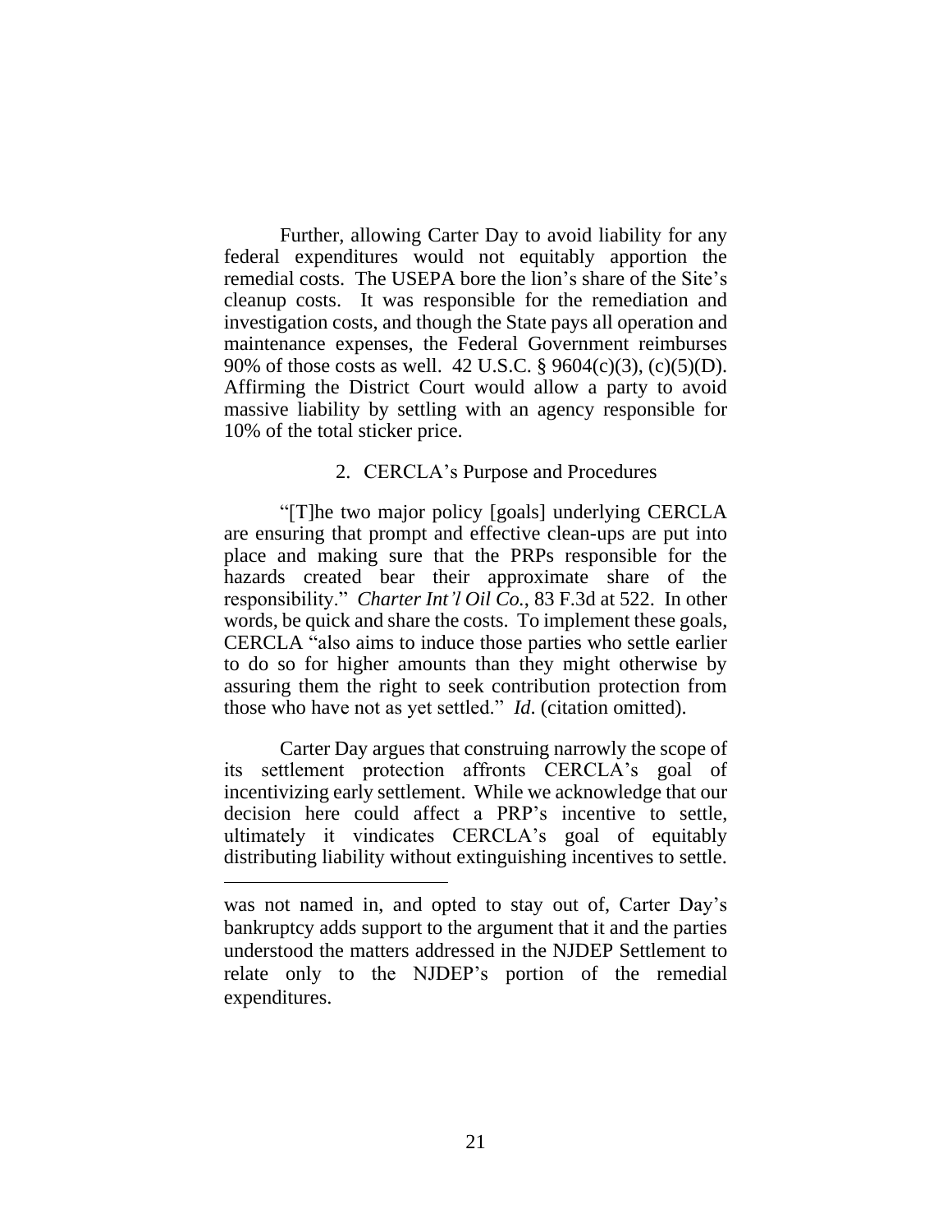Further, allowing Carter Day to avoid liability for any federal expenditures would not equitably apportion the remedial costs. The USEPA bore the lion's share of the Site's cleanup costs. It was responsible for the remediation and investigation costs, and though the State pays all operation and maintenance expenses, the Federal Government reimburses 90% of those costs as well. 42 U.S.C. § 9604(c)(3), (c)(5)(D). Affirming the District Court would allow a party to avoid massive liability by settling with an agency responsible for 10% of the total sticker price.

### 2. CERCLA's Purpose and Procedures

"[T]he two major policy [goals] underlying CERCLA are ensuring that prompt and effective clean-ups are put into place and making sure that the PRPs responsible for the hazards created bear their approximate share of the responsibility." *Charter Int'l Oil Co.*, 83 F.3d at 522. In other words, be quick and share the costs. To implement these goals, CERCLA "also aims to induce those parties who settle earlier to do so for higher amounts than they might otherwise by assuring them the right to seek contribution protection from those who have not as yet settled." *Id.* (citation omitted).

Carter Day argues that construing narrowly the scope of its settlement protection affronts CERCLA's goal of incentivizing early settlement. While we acknowledge that our decision here could affect a PRP's incentive to settle, ultimately it vindicates CERCLA's goal of equitably distributing liability without extinguishing incentives to settle.

---

was not named in, and opted to stay out of, Carter Day's bankruptcy adds support to the argument that it and the parties understood the matters addressed in the NJDEP Settlement to relate only to the NJDEP's portion of the remedial expenditures.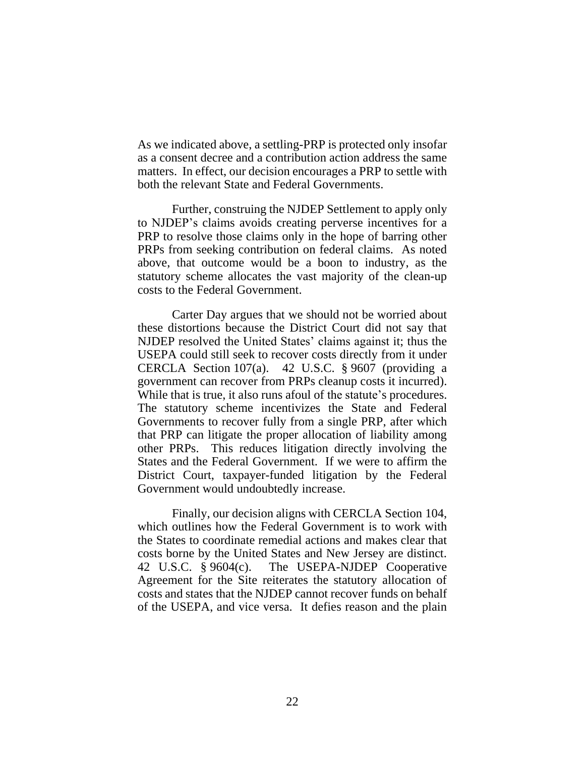As we indicated above, a settling-PRP is protected only insofar as a consent decree and a contribution action address the same matters. In effect, our decision encourages a PRP to settle with both the relevant State and Federal Governments.

Further, construing the NJDEP Settlement to apply only to NJDEP's claims avoids creating perverse incentives for a PRP to resolve those claims only in the hope of barring other PRPs from seeking contribution on federal claims. As noted above, that outcome would be a boon to industry, as the statutory scheme allocates the vast majority of the clean-up costs to the Federal Government.

Carter Day argues that we should not be worried about these distortions because the District Court did not say that NJDEP resolved the United States' claims against it; thus the USEPA could still seek to recover costs directly from it under CERCLA Section 107(a). 42 U.S.C. § 9607 (providing a government can recover from PRPs cleanup costs it incurred). While that is true, it also runs afoul of the statute's procedures. The statutory scheme incentivizes the State and Federal Governments to recover fully from a single PRP, after which that PRP can litigate the proper allocation of liability among other PRPs. This reduces litigation directly involving the States and the Federal Government. If we were to affirm the District Court, taxpayer-funded litigation by the Federal Government would undoubtedly increase.

Finally, our decision aligns with CERCLA Section 104, which outlines how the Federal Government is to work with the States to coordinate remedial actions and makes clear that costs borne by the United States and New Jersey are distinct. 42 U.S.C. § 9604(c). The USEPA-NJDEP Cooperative Agreement for the Site reiterates the statutory allocation of costs and states that the NJDEP cannot recover funds on behalf of the USEPA, and vice versa. It defies reason and the plain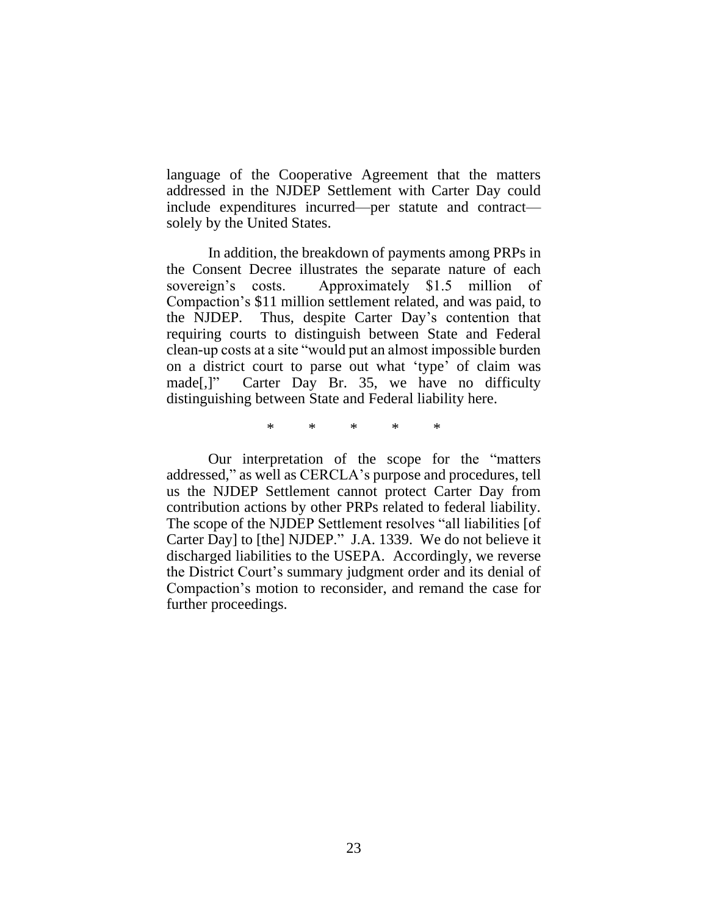language of the Cooperative Agreement that the matters addressed in the NJDEP Settlement with Carter Day could include expenditures incurred—per statute and contract—solely by the United States.

In addition, the breakdown of payments among PRPs in the Consent Decree illustrates the separate nature of each sovereign's costs. Approximately $1.5 million of Compaction's $11 million settlement related, and was paid, to the NJDEP. Thus, despite Carter Day's contention that requiring courts to distinguish between State and Federal clean-up costs at a site "would put an almost impossible burden on a district court to parse out what 'type' of claim was made[,]" Carter Day Br. 35, we have no difficulty distinguishing between State and Federal liability here.

\* \* \* \* \*

Our interpretation of the scope for the "matters addressed," as well as CERCLA's purpose and procedures, tell us the NJDEP Settlement cannot protect Carter Day from contribution actions by other PRPs related to federal liability. The scope of the NJDEP Settlement resolves "all liabilities [of Carter Day] to [the] NJDEP." J.A. 1339. We do not believe it discharged liabilities to the USEPA. Accordingly, we reverse the District Court's summary judgment order and its denial of Compaction's motion to reconsider, and remand the case for further proceedings.